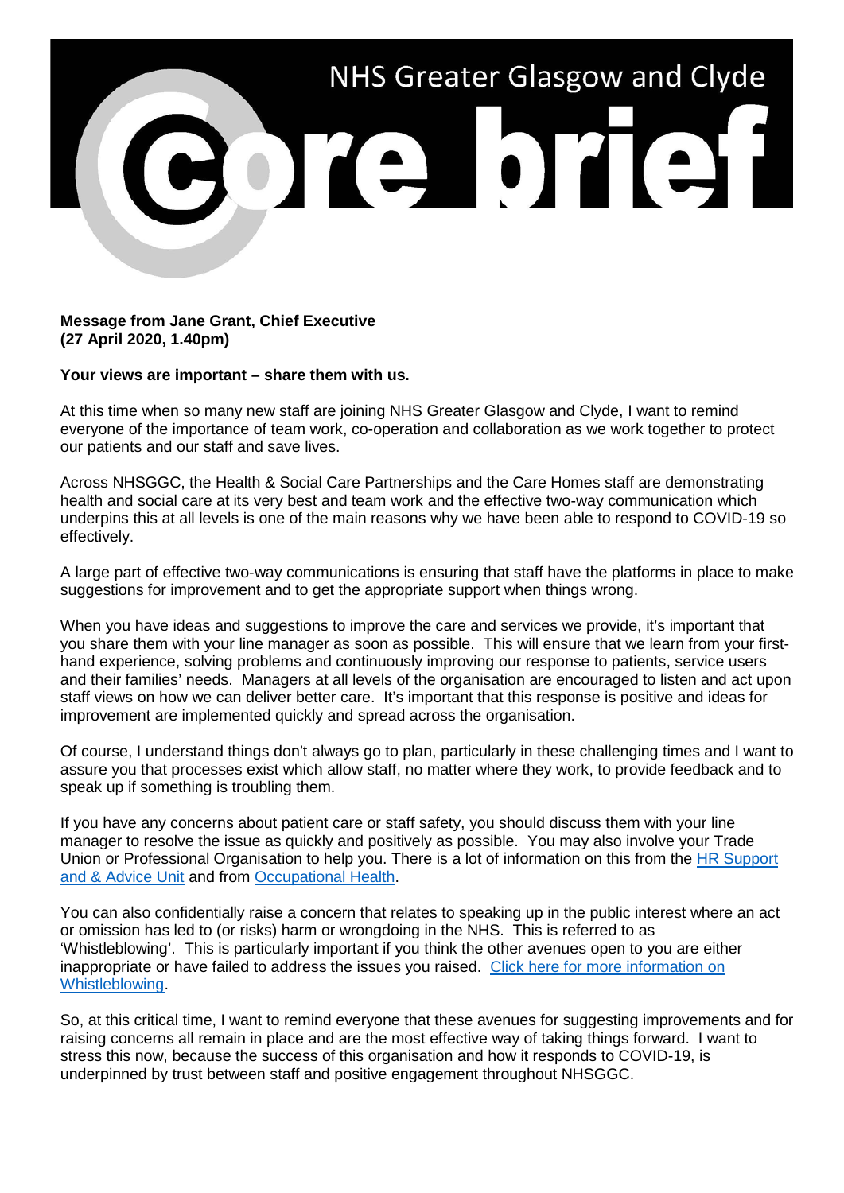# NHS Greater Glasgow and Clyde

# Core brief

**Message from Jane Grant, Chief Executive**
**(27 April 2020, 1.40pm)**

**Your views are important – share them with us.**

At this time when so many new staff are joining NHS Greater Glasgow and Clyde, I want to remind everyone of the importance of team work, co-operation and collaboration as we work together to protect our patients and our staff and save lives.

Across NHSGGC, the Health & Social Care Partnerships and the Care Homes staff are demonstrating health and social care at its very best and team work and the effective two-way communication which underpins this at all levels is one of the main reasons why we have been able to respond to COVID-19 so effectively.

A large part of effective two-way communications is ensuring that staff have the platforms in place to make suggestions for improvement and to get the appropriate support when things wrong.

When you have ideas and suggestions to improve the care and services we provide, it's important that you share them with your line manager as soon as possible. This will ensure that we learn from your first-hand experience, solving problems and continuously improving our response to patients, service users and their families' needs. Managers at all levels of the organisation are encouraged to listen and act upon staff views on how we can deliver better care. It's important that this response is positive and ideas for improvement are implemented quickly and spread across the organisation.

Of course, I understand things don't always go to plan, particularly in these challenging times and I want to assure you that processes exist which allow staff, no matter where they work, to provide feedback and to speak up if something is troubling them.

If you have any concerns about patient care or staff safety, you should discuss them with your line manager to resolve the issue as quickly and positively as possible. You may also involve your Trade Union or Professional Organisation to help you. There is a lot of information on this from the HR Support and & Advice Unit and from Occupational Health.

You can also confidentially raise a concern that relates to speaking up in the public interest where an act or omission has led to (or risks) harm or wrongdoing in the NHS. This is referred to as 'Whistleblowing'. This is particularly important if you think the other avenues open to you are either inappropriate or have failed to address the issues you raised. Click here for more information on Whistleblowing.

So, at this critical time, I want to remind everyone that these avenues for suggesting improvements and for raising concerns all remain in place and are the most effective way of taking things forward. I want to stress this now, because the success of this organisation and how it responds to COVID-19, is underpinned by trust between staff and positive engagement throughout NHSGGC.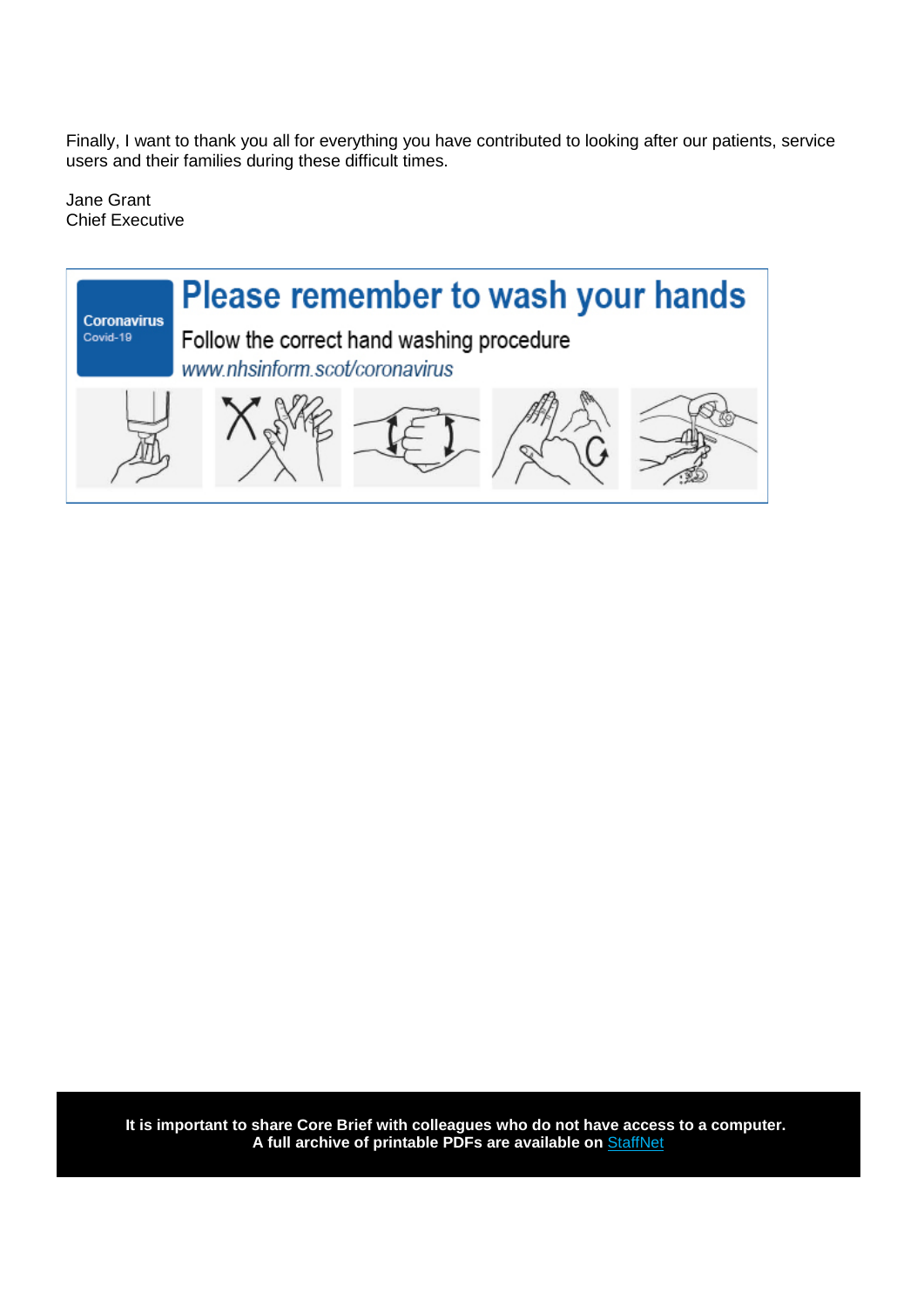Finally, I want to thank you all for everything you have contributed to looking after our patients, service users and their families during these difficult times.

Jane Grant
Chief Executive

Coronavirus
Covid-19

## Please remember to wash your hands

Follow the correct hand washing procedure

*www.nhsinform.scot/coronavirus*

**It is important to share Core Brief with colleagues who do not have access to a computer.**
**A full archive of printable PDFs are available on** [StaffNet]